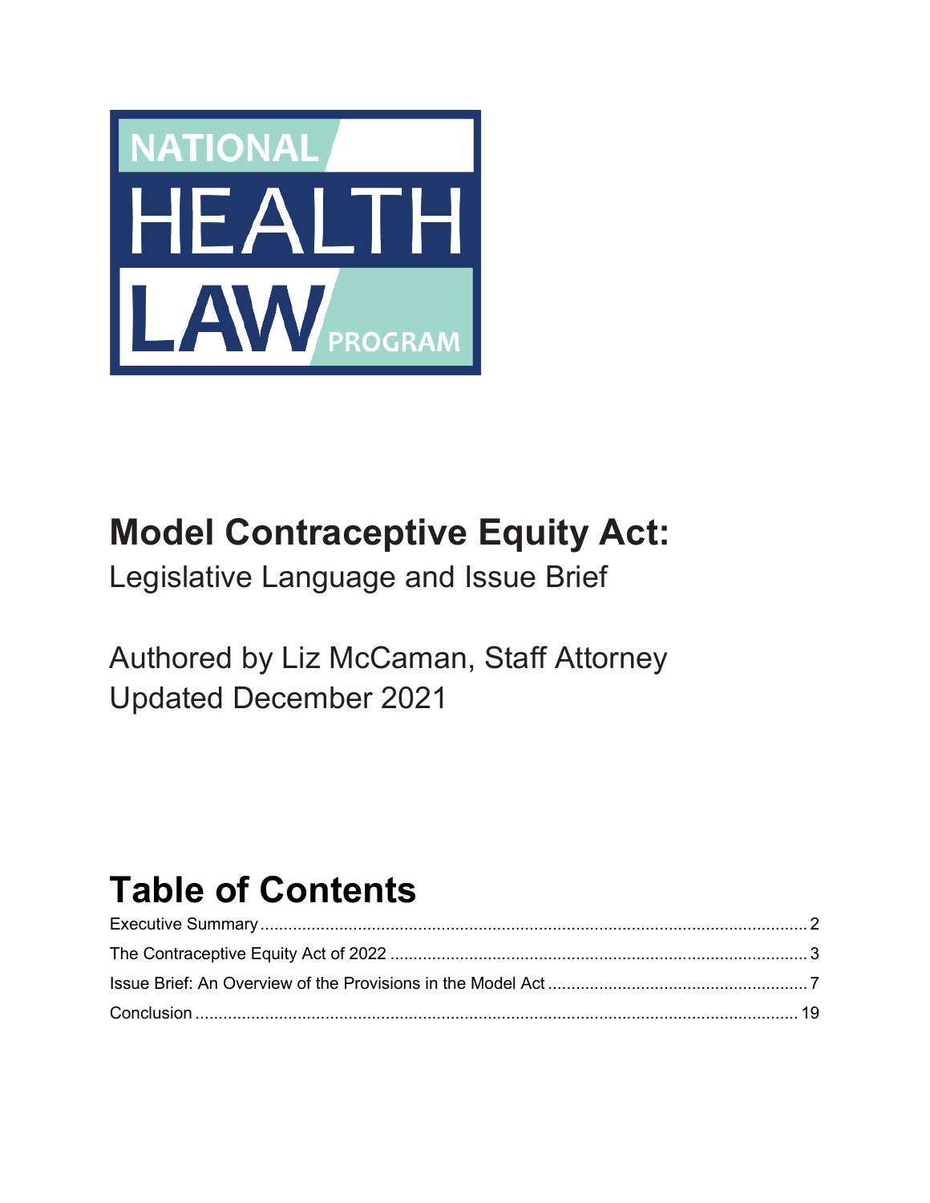NATIONAL HEALTH LAW PROGRAM

# Model Contraceptive Equity Act:

Legislative Language and Issue Brief

Authored by Liz McCaman, Staff Attorney
Updated December 2021

# Table of Contents

Executive Summary ..... 2
The Contraceptive Equity Act of 2022 ..... 3
Issue Brief: An Overview of the Provisions in the Model Act ..... 7
Conclusion ..... 19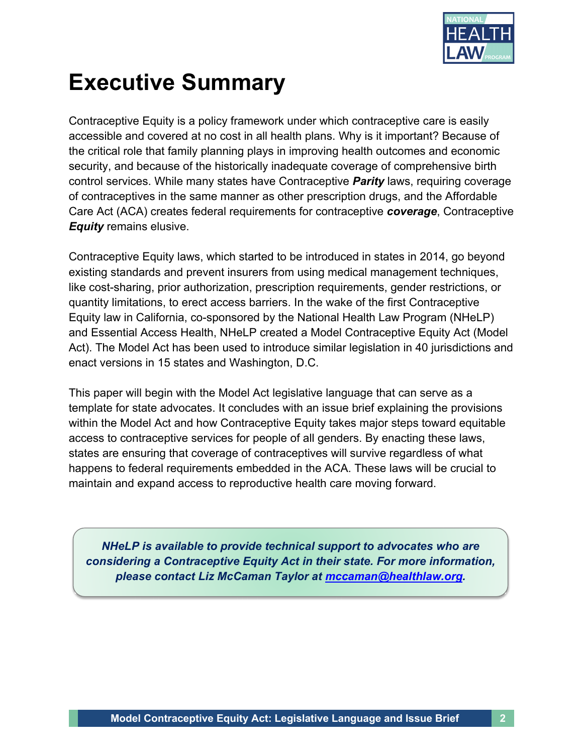# Executive Summary

Contraceptive Equity is a policy framework under which contraceptive care is easily accessible and covered at no cost in all health plans. Why is it important? Because of the critical role that family planning plays in improving health outcomes and economic security, and because of the historically inadequate coverage of comprehensive birth control services. While many states have Contraceptive ***Parity*** laws, requiring coverage of contraceptives in the same manner as other prescription drugs, and the Affordable Care Act (ACA) creates federal requirements for contraceptive ***coverage***, Contraceptive ***Equity*** remains elusive.

Contraceptive Equity laws, which started to be introduced in states in 2014, go beyond existing standards and prevent insurers from using medical management techniques, like cost-sharing, prior authorization, prescription requirements, gender restrictions, or quantity limitations, to erect access barriers. In the wake of the first Contraceptive Equity law in California, co-sponsored by the National Health Law Program (NHeLP) and Essential Access Health, NHeLP created a Model Contraceptive Equity Act (Model Act). The Model Act has been used to introduce similar legislation in 40 jurisdictions and enact versions in 15 states and Washington, D.C.

This paper will begin with the Model Act legislative language that can serve as a template for state advocates. It concludes with an issue brief explaining the provisions within the Model Act and how Contraceptive Equity takes major steps toward equitable access to contraceptive services for people of all genders. By enacting these laws, states are ensuring that coverage of contraceptives will survive regardless of what happens to federal requirements embedded in the ACA. These laws will be crucial to maintain and expand access to reproductive health care moving forward.

***NHeLP is available to provide technical support to advocates who are considering a Contraceptive Equity Act in their state. For more information, please contact Liz McCaman Taylor at [mccaman@healthlaw.org](mailto:mccaman@healthlaw.org).***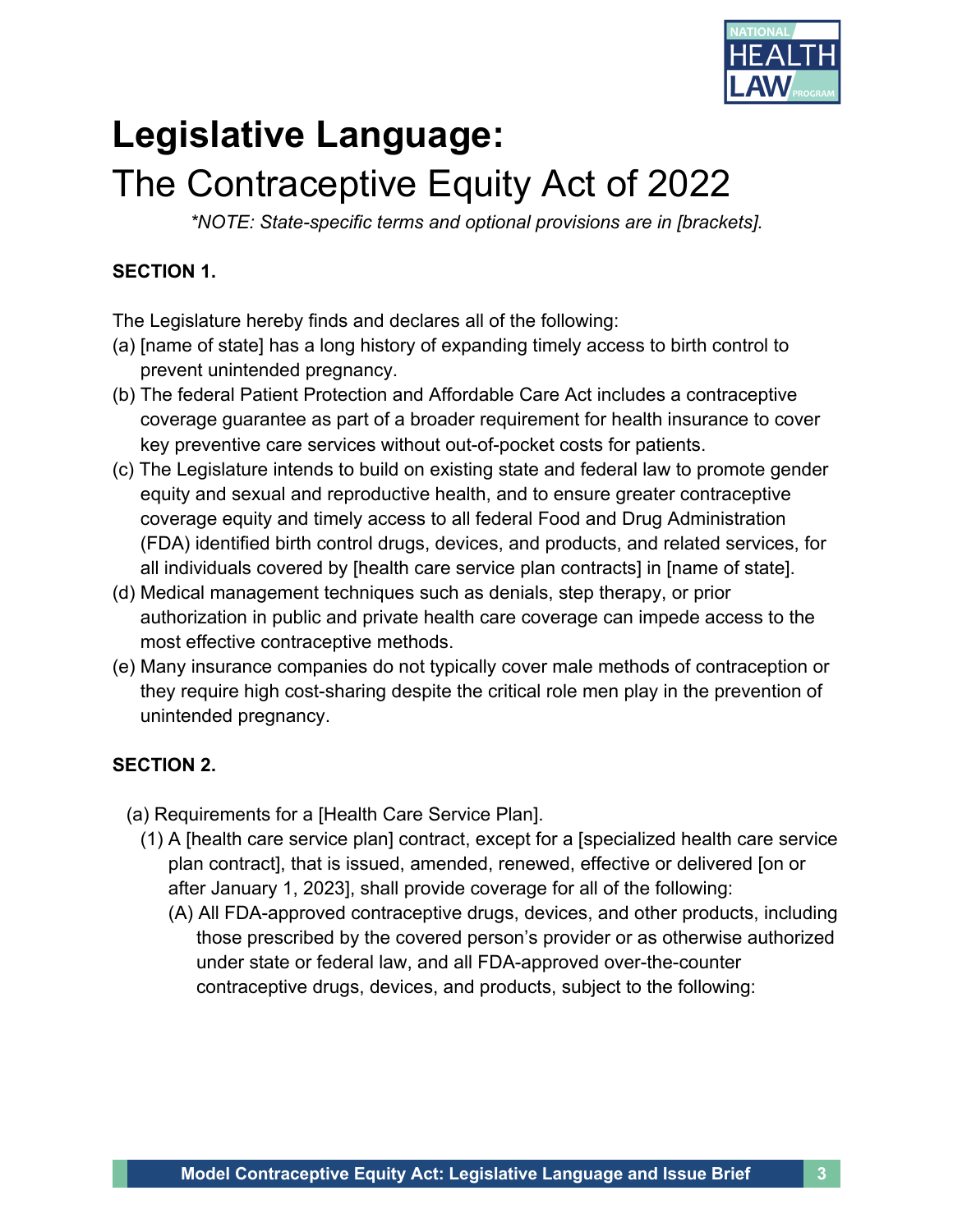# Legislative Language:

## The Contraceptive Equity Act of 2022

*\*NOTE: State-specific terms and optional provisions are in [brackets].*

**SECTION 1.**

The Legislature hereby finds and declares all of the following:

(a) [name of state] has a long history of expanding timely access to birth control to prevent unintended pregnancy.

(b) The federal Patient Protection and Affordable Care Act includes a contraceptive coverage guarantee as part of a broader requirement for health insurance to cover key preventive care services without out-of-pocket costs for patients.

(c) The Legislature intends to build on existing state and federal law to promote gender equity and sexual and reproductive health, and to ensure greater contraceptive coverage equity and timely access to all federal Food and Drug Administration (FDA) identified birth control drugs, devices, and products, and related services, for all individuals covered by [health care service plan contracts] in [name of state].

(d) Medical management techniques such as denials, step therapy, or prior authorization in public and private health care coverage can impede access to the most effective contraceptive methods.

(e) Many insurance companies do not typically cover male methods of contraception or they require high cost-sharing despite the critical role men play in the prevention of unintended pregnancy.

**SECTION 2.**

(a) Requirements for a [Health Care Service Plan].

(1) A [health care service plan] contract, except for a [specialized health care service plan contract], that is issued, amended, renewed, effective or delivered [on or after January 1, 2023], shall provide coverage for all of the following:

(A) All FDA-approved contraceptive drugs, devices, and other products, including those prescribed by the covered person's provider or as otherwise authorized under state or federal law, and all FDA-approved over-the-counter contraceptive drugs, devices, and products, subject to the following: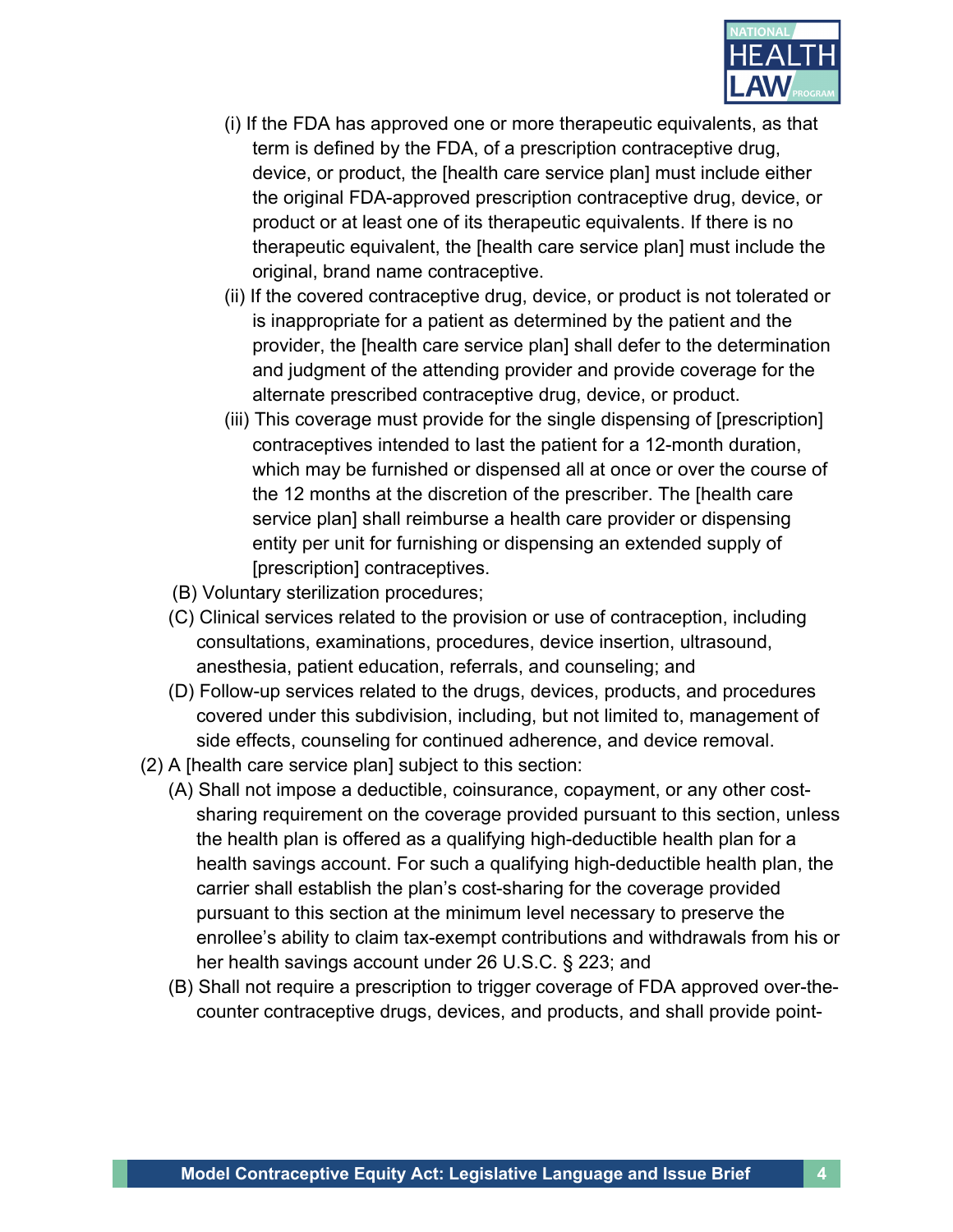(i) If the FDA has approved one or more therapeutic equivalents, as that term is defined by the FDA, of a prescription contraceptive drug, device, or product, the [health care service plan] must include either the original FDA-approved prescription contraceptive drug, device, or product or at least one of its therapeutic equivalents. If there is no therapeutic equivalent, the [health care service plan] must include the original, brand name contraceptive.

(ii) If the covered contraceptive drug, device, or product is not tolerated or is inappropriate for a patient as determined by the patient and the provider, the [health care service plan] shall defer to the determination and judgment of the attending provider and provide coverage for the alternate prescribed contraceptive drug, device, or product.

(iii) This coverage must provide for the single dispensing of [prescription] contraceptives intended to last the patient for a 12-month duration, which may be furnished or dispensed all at once or over the course of the 12 months at the discretion of the prescriber. The [health care service plan] shall reimburse a health care provider or dispensing entity per unit for furnishing or dispensing an extended supply of [prescription] contraceptives.

(B) Voluntary sterilization procedures;

(C) Clinical services related to the provision or use of contraception, including consultations, examinations, procedures, device insertion, ultrasound, anesthesia, patient education, referrals, and counseling; and

(D) Follow-up services related to the drugs, devices, products, and procedures covered under this subdivision, including, but not limited to, management of side effects, counseling for continued adherence, and device removal.

(2) A [health care service plan] subject to this section:

(A) Shall not impose a deductible, coinsurance, copayment, or any other cost-sharing requirement on the coverage provided pursuant to this section, unless the health plan is offered as a qualifying high-deductible health plan for a health savings account. For such a qualifying high-deductible health plan, the carrier shall establish the plan's cost-sharing for the coverage provided pursuant to this section at the minimum level necessary to preserve the enrollee's ability to claim tax-exempt contributions and withdrawals from his or her health savings account under 26 U.S.C. § 223; and

(B) Shall not require a prescription to trigger coverage of FDA approved over-the-counter contraceptive drugs, devices, and products, and shall provide point-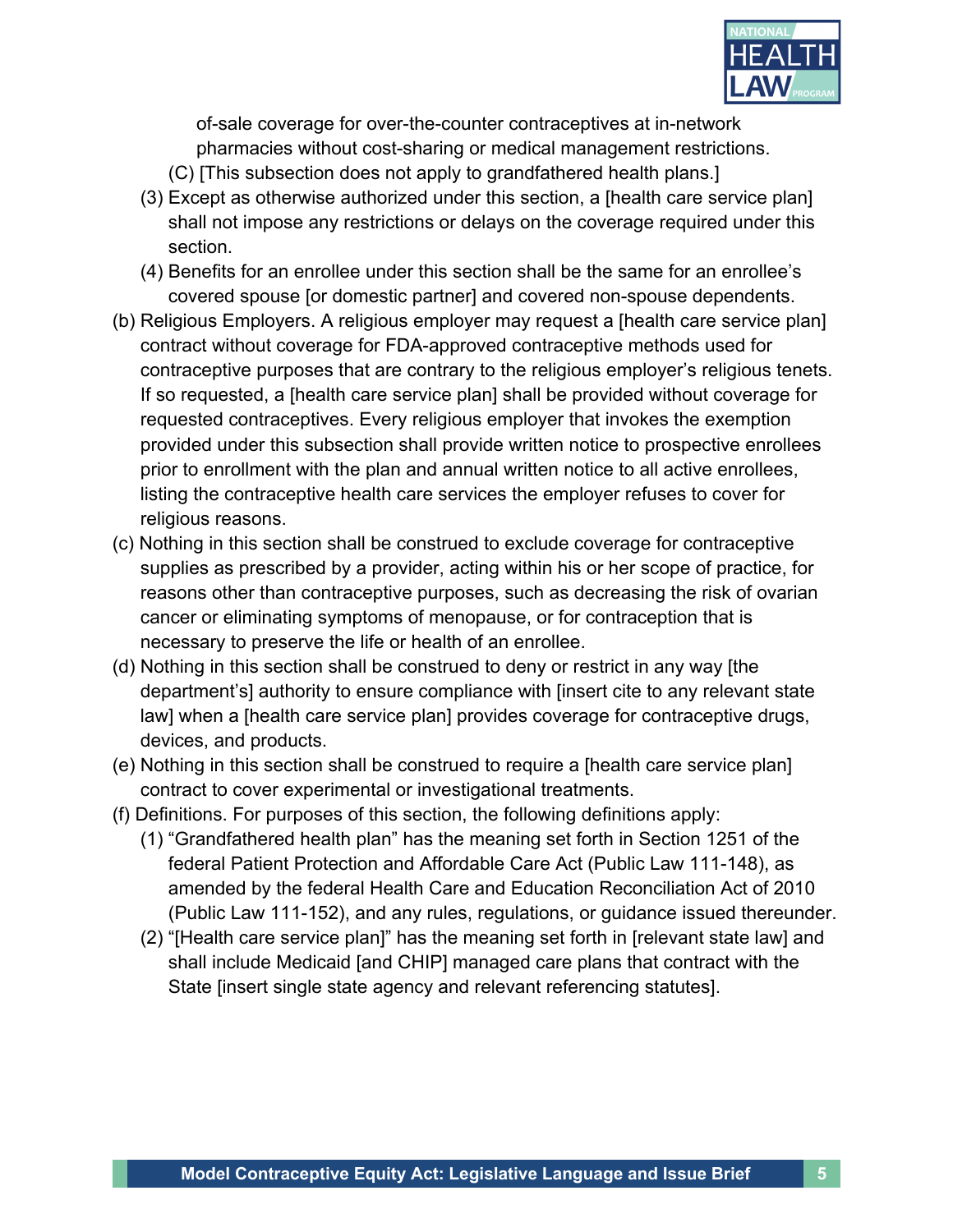of-sale coverage for over-the-counter contraceptives at in-network pharmacies without cost-sharing or medical management restrictions.

(C) [This subsection does not apply to grandfathered health plans.]

(3) Except as otherwise authorized under this section, a [health care service plan] shall not impose any restrictions or delays on the coverage required under this section.

(4) Benefits for an enrollee under this section shall be the same for an enrollee's covered spouse [or domestic partner] and covered non-spouse dependents.

(b) Religious Employers. A religious employer may request a [health care service plan] contract without coverage for FDA-approved contraceptive methods used for contraceptive purposes that are contrary to the religious employer's religious tenets. If so requested, a [health care service plan] shall be provided without coverage for requested contraceptives. Every religious employer that invokes the exemption provided under this subsection shall provide written notice to prospective enrollees prior to enrollment with the plan and annual written notice to all active enrollees, listing the contraceptive health care services the employer refuses to cover for religious reasons.

(c) Nothing in this section shall be construed to exclude coverage for contraceptive supplies as prescribed by a provider, acting within his or her scope of practice, for reasons other than contraceptive purposes, such as decreasing the risk of ovarian cancer or eliminating symptoms of menopause, or for contraception that is necessary to preserve the life or health of an enrollee.

(d) Nothing in this section shall be construed to deny or restrict in any way [the department's] authority to ensure compliance with [insert cite to any relevant state law] when a [health care service plan] provides coverage for contraceptive drugs, devices, and products.

(e) Nothing in this section shall be construed to require a [health care service plan] contract to cover experimental or investigational treatments.

(f) Definitions. For purposes of this section, the following definitions apply:

(1) "Grandfathered health plan" has the meaning set forth in Section 1251 of the federal Patient Protection and Affordable Care Act (Public Law 111-148), as amended by the federal Health Care and Education Reconciliation Act of 2010 (Public Law 111-152), and any rules, regulations, or guidance issued thereunder.

(2) "[Health care service plan]" has the meaning set forth in [relevant state law] and shall include Medicaid [and CHIP] managed care plans that contract with the State [insert single state agency and relevant referencing statutes].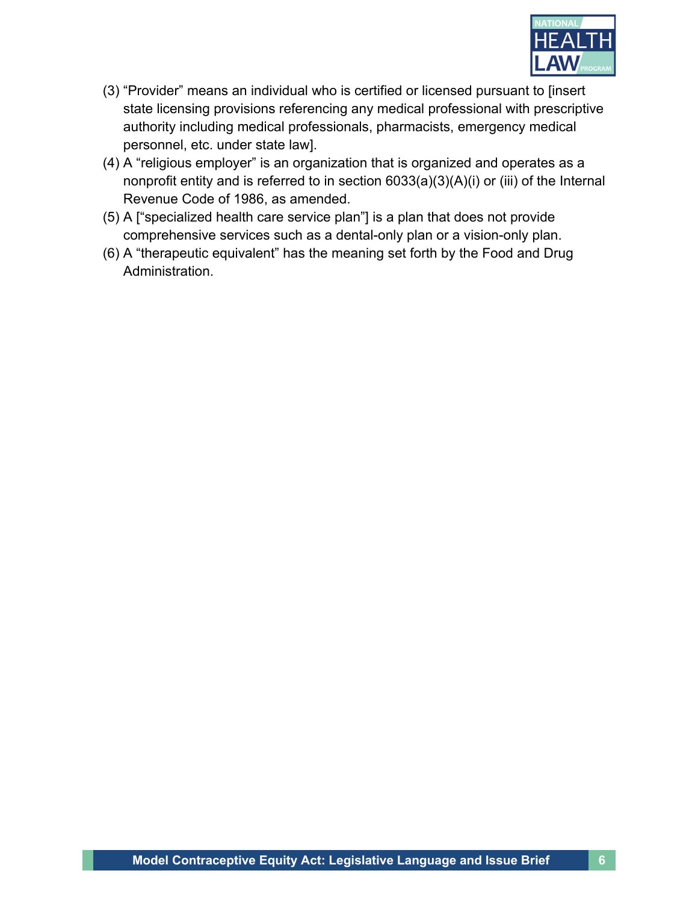(3) "Provider" means an individual who is certified or licensed pursuant to [insert state licensing provisions referencing any medical professional with prescriptive authority including medical professionals, pharmacists, emergency medical personnel, etc. under state law].

(4) A "religious employer" is an organization that is organized and operates as a nonprofit entity and is referred to in section 6033(a)(3)(A)(i) or (iii) of the Internal Revenue Code of 1986, as amended.

(5) A ["specialized health care service plan"] is a plan that does not provide comprehensive services such as a dental-only plan or a vision-only plan.

(6) A "therapeutic equivalent" has the meaning set forth by the Food and Drug Administration.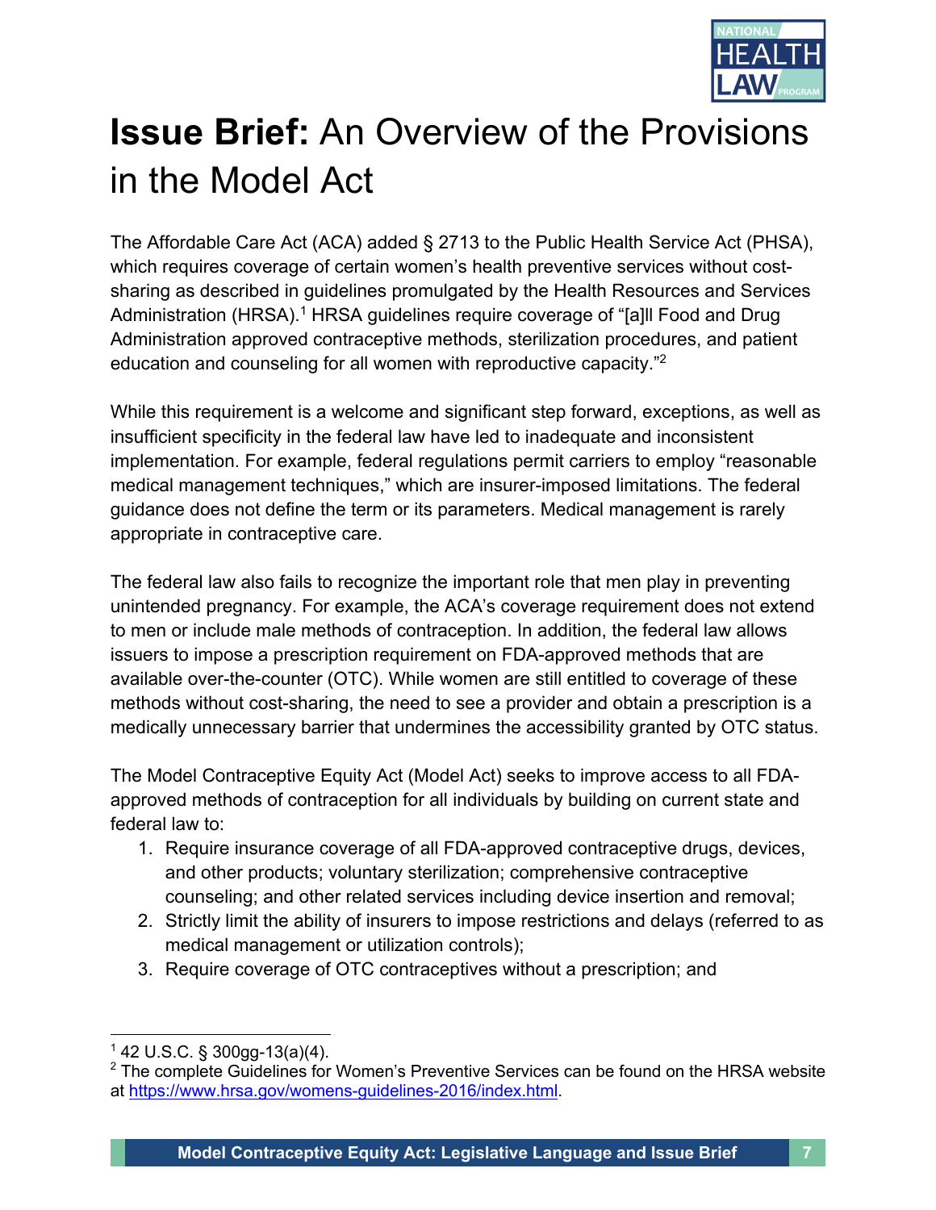# **Issue Brief:** An Overview of the Provisions in the Model Act

The Affordable Care Act (ACA) added § 2713 to the Public Health Service Act (PHSA), which requires coverage of certain women's health preventive services without cost-sharing as described in guidelines promulgated by the Health Resources and Services Administration (HRSA).[1] HRSA guidelines require coverage of "[a]ll Food and Drug Administration approved contraceptive methods, sterilization procedures, and patient education and counseling for all women with reproductive capacity."[2]

While this requirement is a welcome and significant step forward, exceptions, as well as insufficient specificity in the federal law have led to inadequate and inconsistent implementation. For example, federal regulations permit carriers to employ "reasonable medical management techniques," which are insurer-imposed limitations. The federal guidance does not define the term or its parameters. Medical management is rarely appropriate in contraceptive care.

The federal law also fails to recognize the important role that men play in preventing unintended pregnancy. For example, the ACA's coverage requirement does not extend to men or include male methods of contraception. In addition, the federal law allows issuers to impose a prescription requirement on FDA-approved methods that are available over-the-counter (OTC). While women are still entitled to coverage of these methods without cost-sharing, the need to see a provider and obtain a prescription is a medically unnecessary barrier that undermines the accessibility granted by OTC status.

The Model Contraceptive Equity Act (Model Act) seeks to improve access to all FDA-approved methods of contraception for all individuals by building on current state and federal law to:

1. Require insurance coverage of all FDA-approved contraceptive drugs, devices, and other products; voluntary sterilization; comprehensive contraceptive counseling; and other related services including device insertion and removal;
2. Strictly limit the ability of insurers to impose restrictions and delays (referred to as medical management or utilization controls);
3. Require coverage of OTC contraceptives without a prescription; and

---

[1] 42 U.S.C. § 300gg-13(a)(4).

[2] The complete Guidelines for Women's Preventive Services can be found on the HRSA website at https://www.hrsa.gov/womens-guidelines-2016/index.html.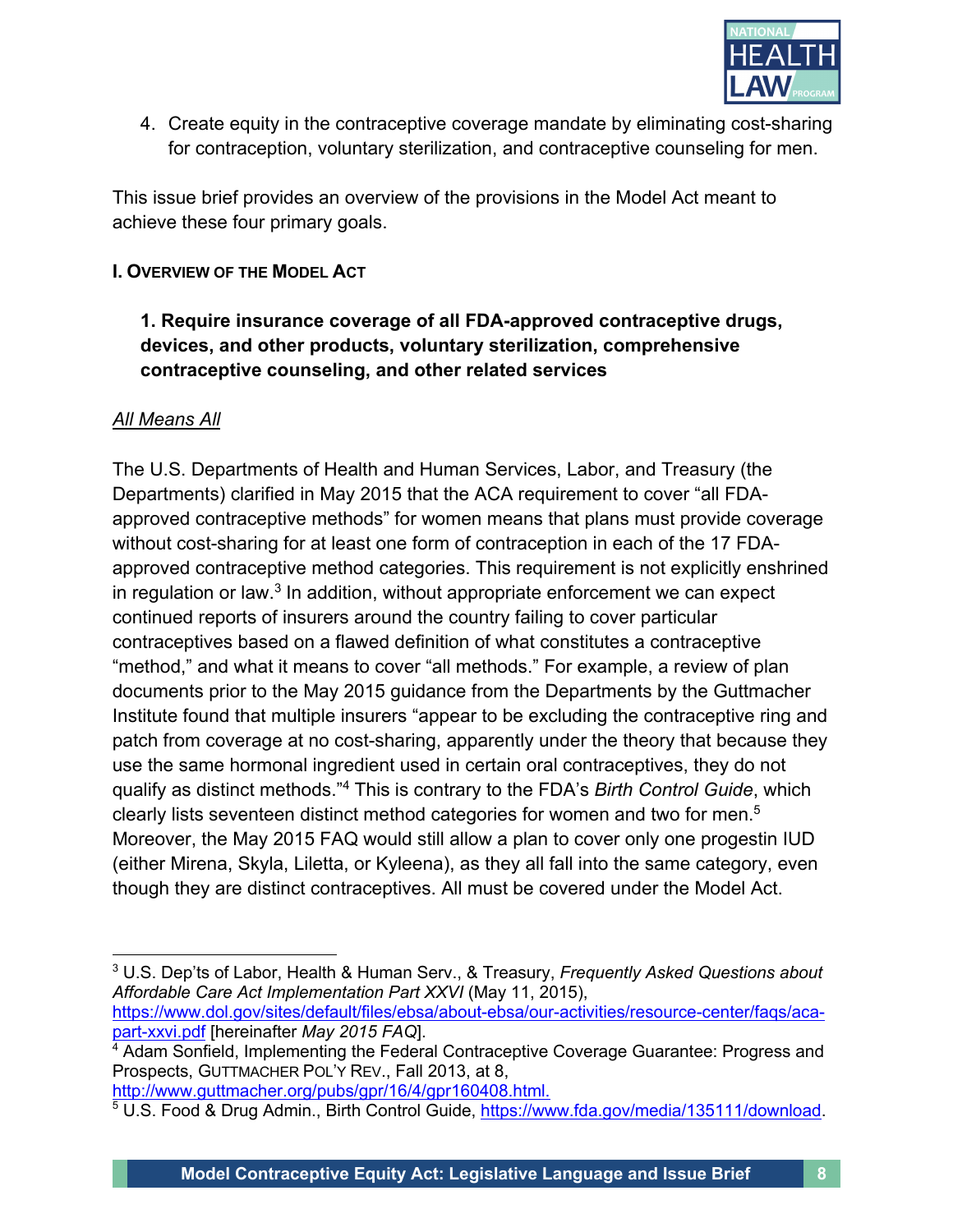4. Create equity in the contraceptive coverage mandate by eliminating cost-sharing for contraception, voluntary sterilization, and contraceptive counseling for men.

This issue brief provides an overview of the provisions in the Model Act meant to achieve these four primary goals.

## I. Overview of the Model Act

### 1. Require insurance coverage of all FDA-approved contraceptive drugs, devices, and other products, voluntary sterilization, comprehensive contraceptive counseling, and other related services

*All Means All*

The U.S. Departments of Health and Human Services, Labor, and Treasury (the Departments) clarified in May 2015 that the ACA requirement to cover "all FDA-approved contraceptive methods" for women means that plans must provide coverage without cost-sharing for at least one form of contraception in each of the 17 FDA-approved contraceptive method categories. This requirement is not explicitly enshrined in regulation or law.[3] In addition, without appropriate enforcement we can expect continued reports of insurers around the country failing to cover particular contraceptives based on a flawed definition of what constitutes a contraceptive "method," and what it means to cover "all methods." For example, a review of plan documents prior to the May 2015 guidance from the Departments by the Guttmacher Institute found that multiple insurers "appear to be excluding the contraceptive ring and patch from coverage at no cost-sharing, apparently under the theory that because they use the same hormonal ingredient used in certain oral contraceptives, they do not qualify as distinct methods."[4] This is contrary to the FDA's *Birth Control Guide*, which clearly lists seventeen distinct method categories for women and two for men.[5] Moreover, the May 2015 FAQ would still allow a plan to cover only one progestin IUD (either Mirena, Skyla, Liletta, or Kyleena), as they all fall into the same category, even though they are distinct contraceptives. All must be covered under the Model Act.

---

[3] U.S. Dep'ts of Labor, Health & Human Serv., & Treasury, *Frequently Asked Questions about Affordable Care Act Implementation Part XXVI* (May 11, 2015), https://www.dol.gov/sites/default/files/ebsa/about-ebsa/our-activities/resource-center/faqs/aca-part-xxvi.pdf [hereinafter *May 2015 FAQ*].

[4] Adam Sonfield, Implementing the Federal Contraceptive Coverage Guarantee: Progress and Prospects, GUTTMACHER POL'Y REV., Fall 2013, at 8, http://www.guttmacher.org/pubs/gpr/16/4/gpr160408.html.

[5] U.S. Food & Drug Admin., Birth Control Guide, https://www.fda.gov/media/135111/download.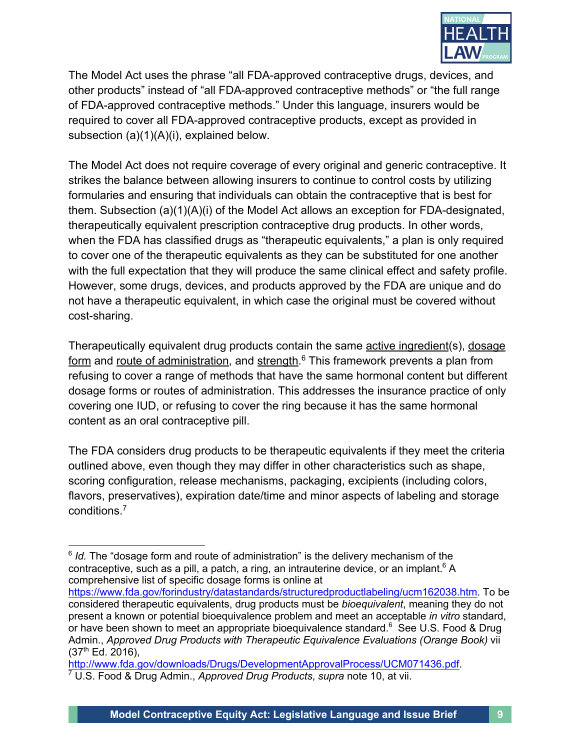The Model Act uses the phrase "all FDA-approved contraceptive drugs, devices, and other products" instead of "all FDA-approved contraceptive methods" or "the full range of FDA-approved contraceptive methods." Under this language, insurers would be required to cover all FDA-approved contraceptive products, except as provided in subsection (a)(1)(A)(i), explained below.

The Model Act does not require coverage of every original and generic contraceptive. It strikes the balance between allowing insurers to continue to control costs by utilizing formularies and ensuring that individuals can obtain the contraceptive that is best for them. Subsection (a)(1)(A)(i) of the Model Act allows an exception for FDA-designated, therapeutically equivalent prescription contraceptive drug products. In other words, when the FDA has classified drugs as "therapeutic equivalents," a plan is only required to cover one of the therapeutic equivalents as they can be substituted for one another with the full expectation that they will produce the same clinical effect and safety profile. However, some drugs, devices, and products approved by the FDA are unique and do not have a therapeutic equivalent, in which case the original must be covered without cost-sharing.

Therapeutically equivalent drug products contain the same active ingredient(s), dosage form and route of administration, and strength.[6] This framework prevents a plan from refusing to cover a range of methods that have the same hormonal content but different dosage forms or routes of administration. This addresses the insurance practice of only covering one IUD, or refusing to cover the ring because it has the same hormonal content as an oral contraceptive pill.

The FDA considers drug products to be therapeutic equivalents if they meet the criteria outlined above, even though they may differ in other characteristics such as shape, scoring configuration, release mechanisms, packaging, excipients (including colors, flavors, preservatives), expiration date/time and minor aspects of labeling and storage conditions.[7]

---

[6] *Id.* The "dosage form and route of administration" is the delivery mechanism of the contraceptive, such as a pill, a patch, a ring, an intrauterine device, or an implant.[6] A comprehensive list of specific dosage forms is online at https://www.fda.gov/forindustry/datastandards/structuredproductlabeling/ucm162038.htm. To be considered therapeutic equivalents, drug products must be *bioequivalent*, meaning they do not present a known or potential bioequivalence problem and meet an acceptable *in vitro* standard, or have been shown to meet an appropriate bioequivalence standard.[6] See U.S. Food & Drug Admin., *Approved Drug Products with Therapeutic Equivalence Evaluations (Orange Book)* vii (37th Ed. 2016), http://www.fda.gov/downloads/Drugs/DevelopmentApprovalProcess/UCM071436.pdf.

[7] U.S. Food & Drug Admin., *Approved Drug Products*, *supra* note 10, at vii.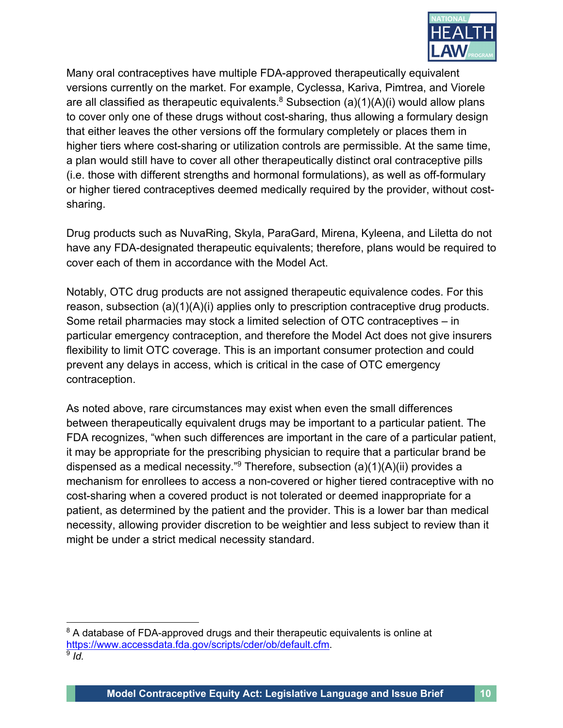Many oral contraceptives have multiple FDA-approved therapeutically equivalent versions currently on the market. For example, Cyclessa, Kariva, Pimtrea, and Viorele are all classified as therapeutic equivalents.[8] Subsection (a)(1)(A)(i) would allow plans to cover only one of these drugs without cost-sharing, thus allowing a formulary design that either leaves the other versions off the formulary completely or places them in higher tiers where cost-sharing or utilization controls are permissible. At the same time, a plan would still have to cover all other therapeutically distinct oral contraceptive pills (i.e. those with different strengths and hormonal formulations), as well as off-formulary or higher tiered contraceptives deemed medically required by the provider, without cost-sharing.

Drug products such as NuvaRing, Skyla, ParaGard, Mirena, Kyleena, and Liletta do not have any FDA-designated therapeutic equivalents; therefore, plans would be required to cover each of them in accordance with the Model Act.

Notably, OTC drug products are not assigned therapeutic equivalence codes. For this reason, subsection (a)(1)(A)(i) applies only to prescription contraceptive drug products. Some retail pharmacies may stock a limited selection of OTC contraceptives – in particular emergency contraception, and therefore the Model Act does not give insurers flexibility to limit OTC coverage. This is an important consumer protection and could prevent any delays in access, which is critical in the case of OTC emergency contraception.

As noted above, rare circumstances may exist when even the small differences between therapeutically equivalent drugs may be important to a particular patient. The FDA recognizes, "when such differences are important in the care of a particular patient, it may be appropriate for the prescribing physician to require that a particular brand be dispensed as a medical necessity."[9] Therefore, subsection (a)(1)(A)(ii) provides a mechanism for enrollees to access a non-covered or higher tiered contraceptive with no cost-sharing when a covered product is not tolerated or deemed inappropriate for a patient, as determined by the patient and the provider. This is a lower bar than medical necessity, allowing provider discretion to be weightier and less subject to review than it might be under a strict medical necessity standard.

---

[8] A database of FDA-approved drugs and their therapeutic equivalents is online at https://www.accessdata.fda.gov/scripts/cder/ob/default.cfm.

[9] *Id.*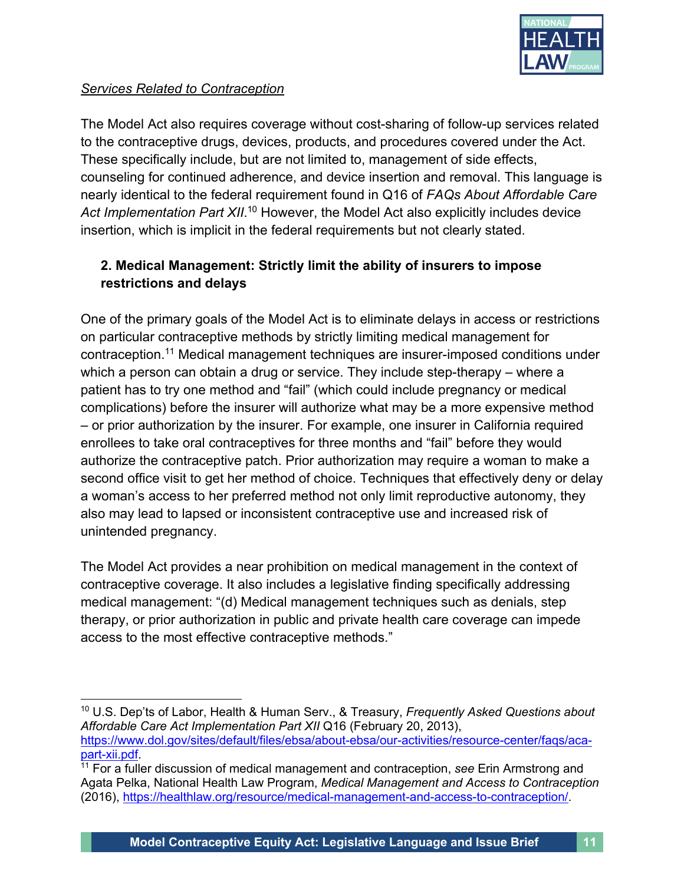*Services Related to Contraception*

The Model Act also requires coverage without cost-sharing of follow-up services related to the contraceptive drugs, devices, products, and procedures covered under the Act. These specifically include, but are not limited to, management of side effects, counseling for continued adherence, and device insertion and removal. This language is nearly identical to the federal requirement found in Q16 of *FAQs About Affordable Care Act Implementation Part XII*.[10] However, the Model Act also explicitly includes device insertion, which is implicit in the federal requirements but not clearly stated.

### 2. Medical Management: Strictly limit the ability of insurers to impose restrictions and delays

One of the primary goals of the Model Act is to eliminate delays in access or restrictions on particular contraceptive methods by strictly limiting medical management for contraception.[11] Medical management techniques are insurer-imposed conditions under which a person can obtain a drug or service. They include step-therapy – where a patient has to try one method and "fail" (which could include pregnancy or medical complications) before the insurer will authorize what may be a more expensive method – or prior authorization by the insurer. For example, one insurer in California required enrollees to take oral contraceptives for three months and "fail" before they would authorize the contraceptive patch. Prior authorization may require a woman to make a second office visit to get her method of choice. Techniques that effectively deny or delay a woman's access to her preferred method not only limit reproductive autonomy, they also may lead to lapsed or inconsistent contraceptive use and increased risk of unintended pregnancy.

The Model Act provides a near prohibition on medical management in the context of contraceptive coverage. It also includes a legislative finding specifically addressing medical management: "(d) Medical management techniques such as denials, step therapy, or prior authorization in public and private health care coverage can impede access to the most effective contraceptive methods."

---

[10] U.S. Dep'ts of Labor, Health & Human Serv., & Treasury, *Frequently Asked Questions about Affordable Care Act Implementation Part XII* Q16 (February 20, 2013), https://www.dol.gov/sites/default/files/ebsa/about-ebsa/our-activities/resource-center/faqs/aca-part-xii.pdf.

[11] For a fuller discussion of medical management and contraception, *see* Erin Armstrong and Agata Pelka, National Health Law Program, *Medical Management and Access to Contraception* (2016), https://healthlaw.org/resource/medical-management-and-access-to-contraception/.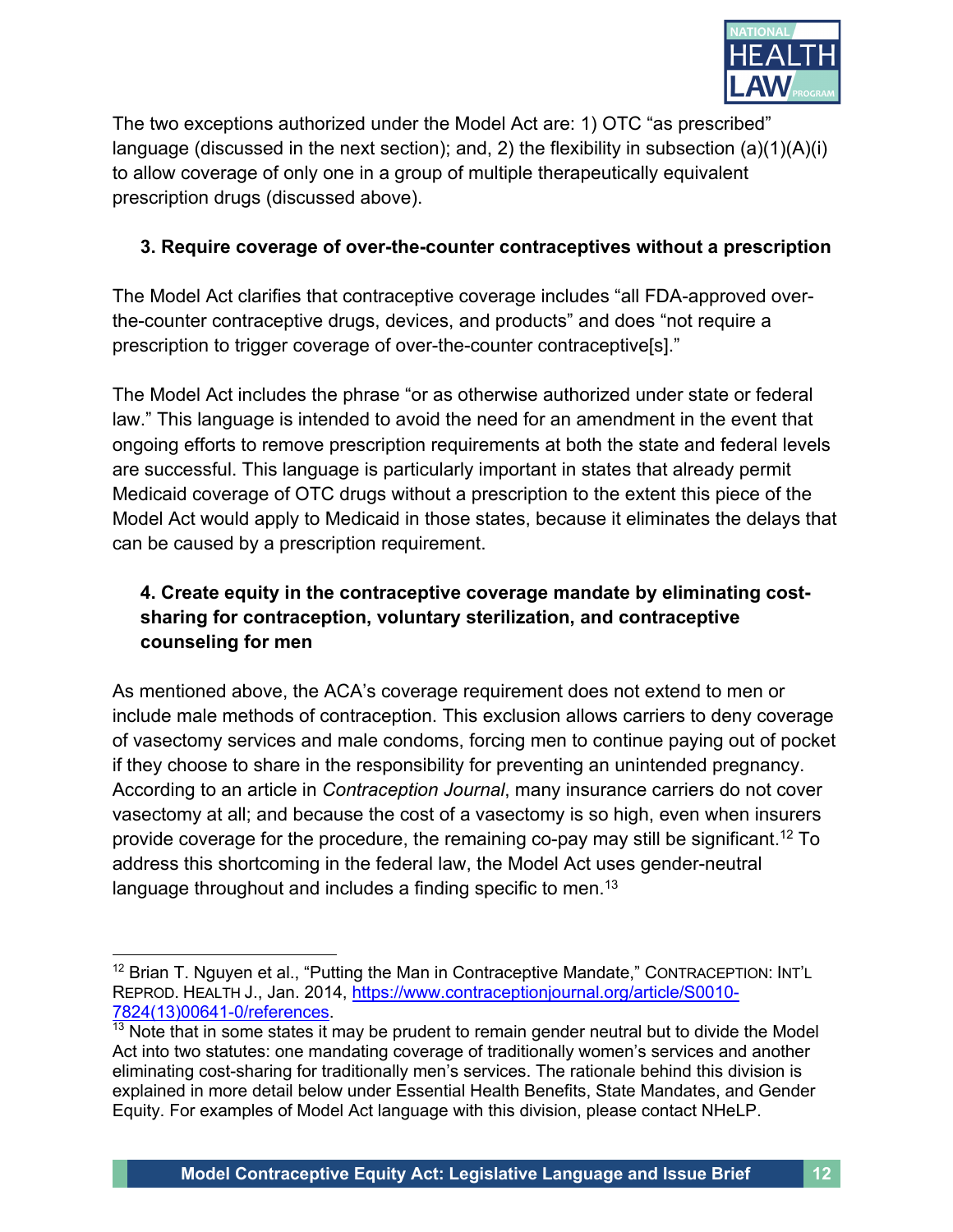The two exceptions authorized under the Model Act are: 1) OTC "as prescribed" language (discussed in the next section); and, 2) the flexibility in subsection (a)(1)(A)(i) to allow coverage of only one in a group of multiple therapeutically equivalent prescription drugs (discussed above).

### 3. Require coverage of over-the-counter contraceptives without a prescription

The Model Act clarifies that contraceptive coverage includes "all FDA-approved over-the-counter contraceptive drugs, devices, and products" and does "not require a prescription to trigger coverage of over-the-counter contraceptive[s]."

The Model Act includes the phrase "or as otherwise authorized under state or federal law." This language is intended to avoid the need for an amendment in the event that ongoing efforts to remove prescription requirements at both the state and federal levels are successful. This language is particularly important in states that already permit Medicaid coverage of OTC drugs without a prescription to the extent this piece of the Model Act would apply to Medicaid in those states, because it eliminates the delays that can be caused by a prescription requirement.

### 4. Create equity in the contraceptive coverage mandate by eliminating cost-sharing for contraception, voluntary sterilization, and contraceptive counseling for men

As mentioned above, the ACA's coverage requirement does not extend to men or include male methods of contraception. This exclusion allows carriers to deny coverage of vasectomy services and male condoms, forcing men to continue paying out of pocket if they choose to share in the responsibility for preventing an unintended pregnancy. According to an article in *Contraception Journal*, many insurance carriers do not cover vasectomy at all; and because the cost of a vasectomy is so high, even when insurers provide coverage for the procedure, the remaining co-pay may still be significant.[12] To address this shortcoming in the federal law, the Model Act uses gender-neutral language throughout and includes a finding specific to men.[13]

---

[12] Brian T. Nguyen et al., "Putting the Man in Contraceptive Mandate," CONTRACEPTION: INT'L REPROD. HEALTH J., Jan. 2014, https://www.contraceptionjournal.org/article/S0010-7824(13)00641-0/references.

[13] Note that in some states it may be prudent to remain gender neutral but to divide the Model Act into two statutes: one mandating coverage of traditionally women's services and another eliminating cost-sharing for traditionally men's services. The rationale behind this division is explained in more detail below under Essential Health Benefits, State Mandates, and Gender Equity. For examples of Model Act language with this division, please contact NHeLP.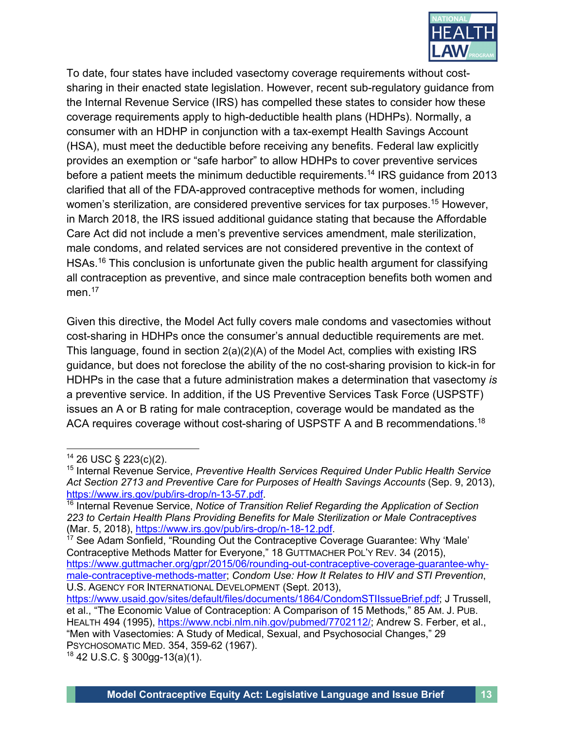To date, four states have included vasectomy coverage requirements without cost-sharing in their enacted state legislation. However, recent sub-regulatory guidance from the Internal Revenue Service (IRS) has compelled these states to consider how these coverage requirements apply to high-deductible health plans (HDHPs). Normally, a consumer with an HDHP in conjunction with a tax-exempt Health Savings Account (HSA), must meet the deductible before receiving any benefits. Federal law explicitly provides an exemption or "safe harbor" to allow HDHPs to cover preventive services before a patient meets the minimum deductible requirements.[14] IRS guidance from 2013 clarified that all of the FDA-approved contraceptive methods for women, including women's sterilization, are considered preventive services for tax purposes.[15] However, in March 2018, the IRS issued additional guidance stating that because the Affordable Care Act did not include a men's preventive services amendment, male sterilization, male condoms, and related services are not considered preventive in the context of HSAs.[16] This conclusion is unfortunate given the public health argument for classifying all contraception as preventive, and since male contraception benefits both women and men.[17]

Given this directive, the Model Act fully covers male condoms and vasectomies without cost-sharing in HDHPs once the consumer's annual deductible requirements are met. This language, found in section 2(a)(2)(A) of the Model Act, complies with existing IRS guidance, but does not foreclose the ability of the no cost-sharing provision to kick-in for HDHPs in the case that a future administration makes a determination that vasectomy *is* a preventive service. In addition, if the US Preventive Services Task Force (USPSTF) issues an A or B rating for male contraception, coverage would be mandated as the ACA requires coverage without cost-sharing of USPSTF A and B recommendations.[18]

---

[14] 26 USC § 223(c)(2).

[15] Internal Revenue Service, *Preventive Health Services Required Under Public Health Service Act Section 2713 and Preventive Care for Purposes of Health Savings Accounts* (Sep. 9, 2013), https://www.irs.gov/pub/irs-drop/n-13-57.pdf.

[16] Internal Revenue Service, *Notice of Transition Relief Regarding the Application of Section 223 to Certain Health Plans Providing Benefits for Male Sterilization or Male Contraceptives* (Mar. 5, 2018), https://www.irs.gov/pub/irs-drop/n-18-12.pdf.

[17] See Adam Sonfield, "Rounding Out the Contraceptive Coverage Guarantee: Why 'Male' Contraceptive Methods Matter for Everyone," 18 GUTTMACHER POL'Y REV. 34 (2015), https://www.guttmacher.org/gpr/2015/06/rounding-out-contraceptive-coverage-guarantee-why-male-contraceptive-methods-matter; *Condom Use: How It Relates to HIV and STI Prevention*, U.S. AGENCY FOR INTERNATIONAL DEVELOPMENT (Sept. 2013), https://www.usaid.gov/sites/default/files/documents/1864/CondomSTIIssueBrief.pdf; J Trussell, et al., "The Economic Value of Contraception: A Comparison of 15 Methods," 85 AM. J. PUB. HEALTH 494 (1995), https://www.ncbi.nlm.nih.gov/pubmed/7702112/; Andrew S. Ferber, et al., "Men with Vasectomies: A Study of Medical, Sexual, and Psychosocial Changes," 29 PSYCHOSOMATIC MED. 354, 359-62 (1967).

[18] 42 U.S.C. § 300gg-13(a)(1).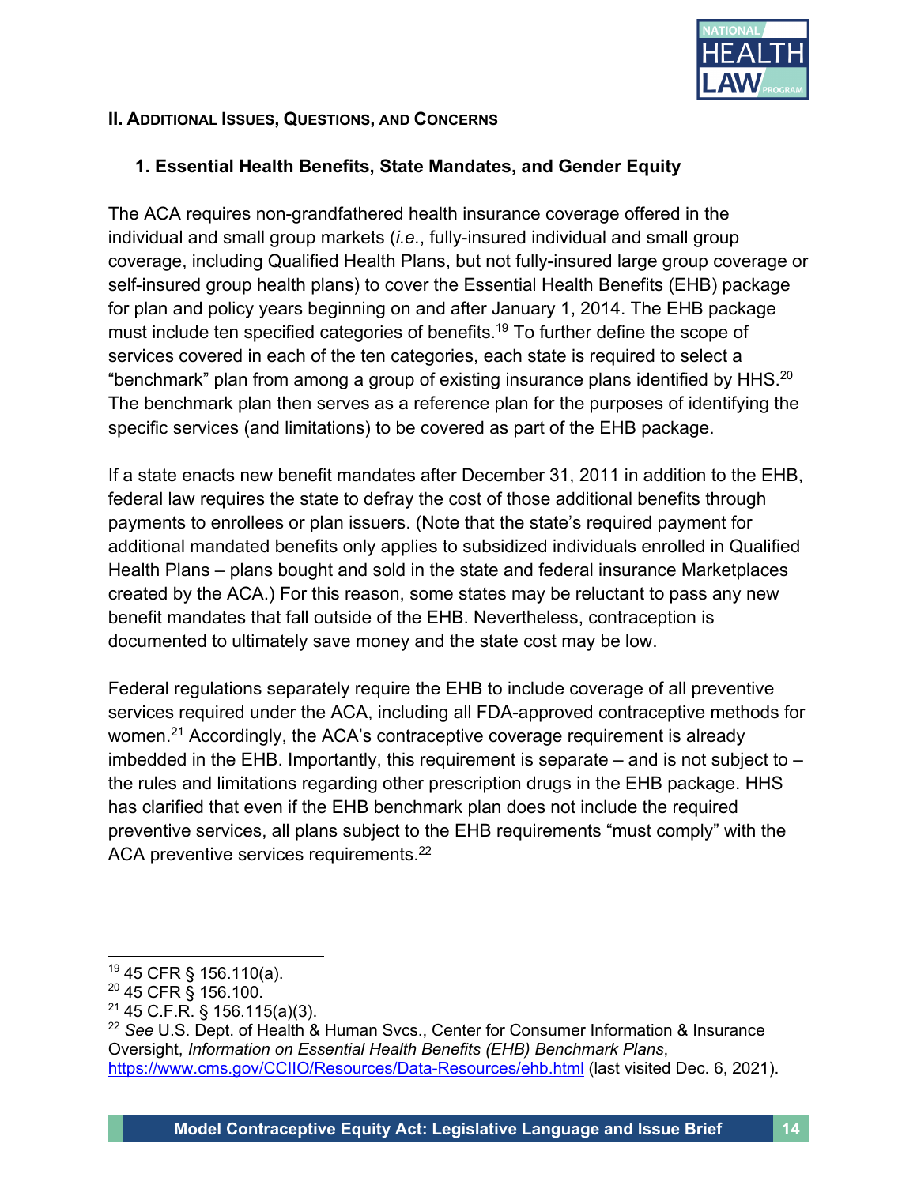## II. Additional Issues, Questions, and Concerns

### 1. Essential Health Benefits, State Mandates, and Gender Equity

The ACA requires non-grandfathered health insurance coverage offered in the individual and small group markets (*i.e.*, fully-insured individual and small group coverage, including Qualified Health Plans, but not fully-insured large group coverage or self-insured group health plans) to cover the Essential Health Benefits (EHB) package for plan and policy years beginning on and after January 1, 2014. The EHB package must include ten specified categories of benefits.[19] To further define the scope of services covered in each of the ten categories, each state is required to select a "benchmark" plan from among a group of existing insurance plans identified by HHS.[20] The benchmark plan then serves as a reference plan for the purposes of identifying the specific services (and limitations) to be covered as part of the EHB package.

If a state enacts new benefit mandates after December 31, 2011 in addition to the EHB, federal law requires the state to defray the cost of those additional benefits through payments to enrollees or plan issuers. (Note that the state's required payment for additional mandated benefits only applies to subsidized individuals enrolled in Qualified Health Plans – plans bought and sold in the state and federal insurance Marketplaces created by the ACA.) For this reason, some states may be reluctant to pass any new benefit mandates that fall outside of the EHB. Nevertheless, contraception is documented to ultimately save money and the state cost may be low.

Federal regulations separately require the EHB to include coverage of all preventive services required under the ACA, including all FDA-approved contraceptive methods for women.[21] Accordingly, the ACA's contraceptive coverage requirement is already imbedded in the EHB. Importantly, this requirement is separate – and is not subject to – the rules and limitations regarding other prescription drugs in the EHB package. HHS has clarified that even if the EHB benchmark plan does not include the required preventive services, all plans subject to the EHB requirements "must comply" with the ACA preventive services requirements.[22]

---

[19] 45 CFR § 156.110(a).

[20] 45 CFR § 156.100.

[21] 45 C.F.R. § 156.115(a)(3).

[22] *See* U.S. Dept. of Health & Human Svcs., Center for Consumer Information & Insurance Oversight, *Information on Essential Health Benefits (EHB) Benchmark Plans*, https://www.cms.gov/CCIIO/Resources/Data-Resources/ehb.html (last visited Dec. 6, 2021).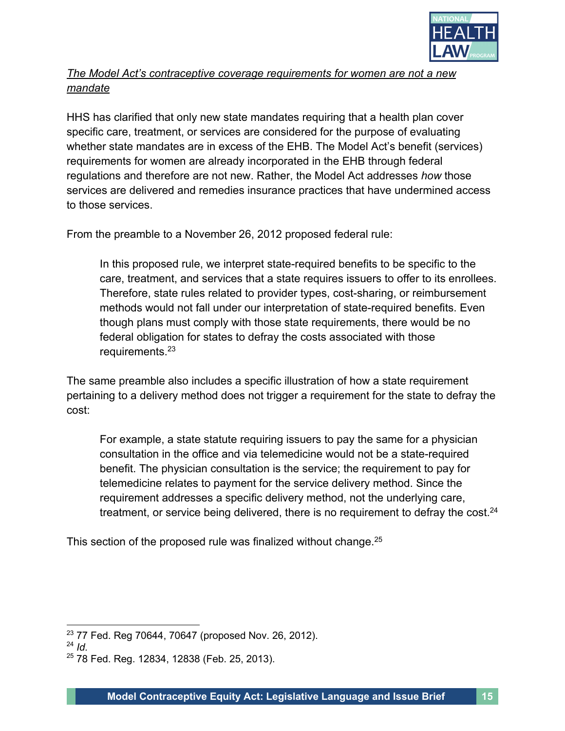*The Model Act's contraceptive coverage requirements for women are not a new mandate*

HHS has clarified that only new state mandates requiring that a health plan cover specific care, treatment, or services are considered for the purpose of evaluating whether state mandates are in excess of the EHB. The Model Act's benefit (services) requirements for women are already incorporated in the EHB through federal regulations and therefore are not new. Rather, the Model Act addresses *how* those services are delivered and remedies insurance practices that have undermined access to those services.

From the preamble to a November 26, 2012 proposed federal rule:

> In this proposed rule, we interpret state-required benefits to be specific to the care, treatment, and services that a state requires issuers to offer to its enrollees. Therefore, state rules related to provider types, cost-sharing, or reimbursement methods would not fall under our interpretation of state-required benefits. Even though plans must comply with those state requirements, there would be no federal obligation for states to defray the costs associated with those requirements.[23]

The same preamble also includes a specific illustration of how a state requirement pertaining to a delivery method does not trigger a requirement for the state to defray the cost:

> For example, a state statute requiring issuers to pay the same for a physician consultation in the office and via telemedicine would not be a state-required benefit. The physician consultation is the service; the requirement to pay for telemedicine relates to payment for the service delivery method. Since the requirement addresses a specific delivery method, not the underlying care, treatment, or service being delivered, there is no requirement to defray the cost.[24]

This section of the proposed rule was finalized without change.[25]

---

[23] 77 Fed. Reg 70644, 70647 (proposed Nov. 26, 2012).

[24] *Id.*

[25] 78 Fed. Reg. 12834, 12838 (Feb. 25, 2013).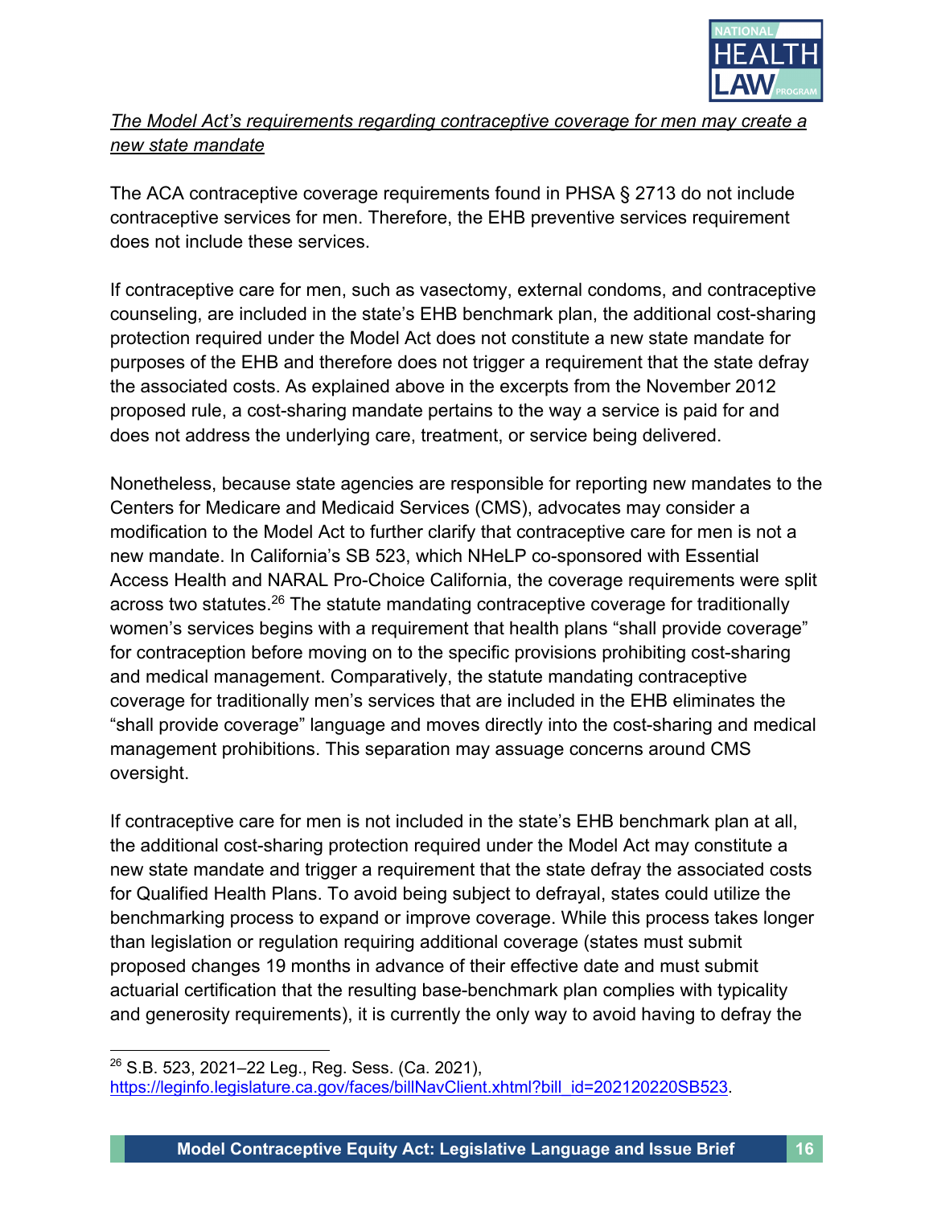*The Model Act's requirements regarding contraceptive coverage for men may create a new state mandate*

The ACA contraceptive coverage requirements found in PHSA § 2713 do not include contraceptive services for men. Therefore, the EHB preventive services requirement does not include these services.

If contraceptive care for men, such as vasectomy, external condoms, and contraceptive counseling, are included in the state's EHB benchmark plan, the additional cost-sharing protection required under the Model Act does not constitute a new state mandate for purposes of the EHB and therefore does not trigger a requirement that the state defray the associated costs. As explained above in the excerpts from the November 2012 proposed rule, a cost-sharing mandate pertains to the way a service is paid for and does not address the underlying care, treatment, or service being delivered.

Nonetheless, because state agencies are responsible for reporting new mandates to the Centers for Medicare and Medicaid Services (CMS), advocates may consider a modification to the Model Act to further clarify that contraceptive care for men is not a new mandate. In California's SB 523, which NHeLP co-sponsored with Essential Access Health and NARAL Pro-Choice California, the coverage requirements were split across two statutes.[26] The statute mandating contraceptive coverage for traditionally women's services begins with a requirement that health plans "shall provide coverage" for contraception before moving on to the specific provisions prohibiting cost-sharing and medical management. Comparatively, the statute mandating contraceptive coverage for traditionally men's services that are included in the EHB eliminates the "shall provide coverage" language and moves directly into the cost-sharing and medical management prohibitions. This separation may assuage concerns around CMS oversight.

If contraceptive care for men is not included in the state's EHB benchmark plan at all, the additional cost-sharing protection required under the Model Act may constitute a new state mandate and trigger a requirement that the state defray the associated costs for Qualified Health Plans. To avoid being subject to defrayal, states could utilize the benchmarking process to expand or improve coverage. While this process takes longer than legislation or regulation requiring additional coverage (states must submit proposed changes 19 months in advance of their effective date and must submit actuarial certification that the resulting base-benchmark plan complies with typicality and generosity requirements), it is currently the only way to avoid having to defray the

---

[26] S.B. 523, 2021–22 Leg., Reg. Sess. (Ca. 2021), https://leginfo.legislature.ca.gov/faces/billNavClient.xhtml?bill_id=202120220SB523.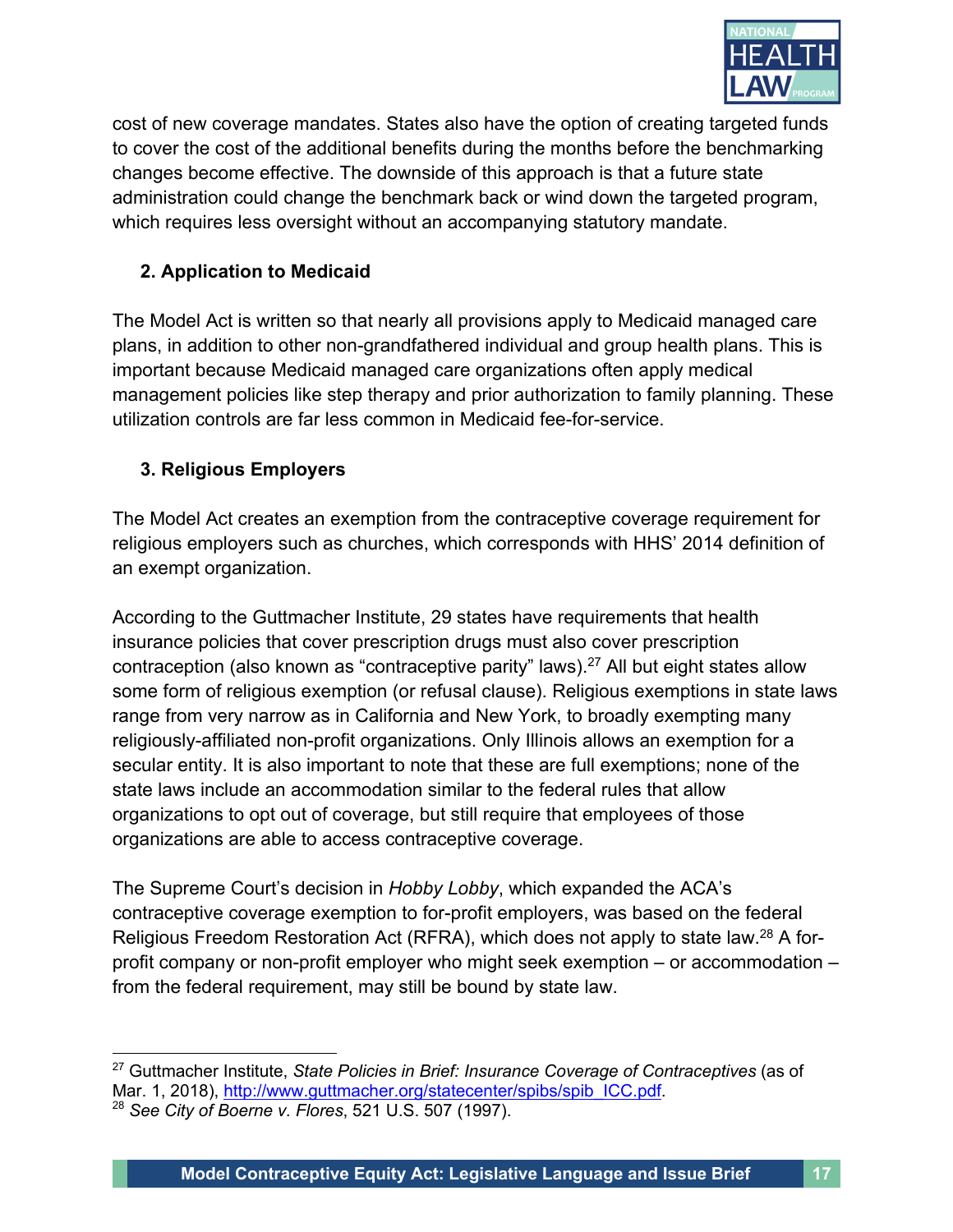cost of new coverage mandates. States also have the option of creating targeted funds to cover the cost of the additional benefits during the months before the benchmarking changes become effective. The downside of this approach is that a future state administration could change the benchmark back or wind down the targeted program, which requires less oversight without an accompanying statutory mandate.

### 2. Application to Medicaid

The Model Act is written so that nearly all provisions apply to Medicaid managed care plans, in addition to other non-grandfathered individual and group health plans. This is important because Medicaid managed care organizations often apply medical management policies like step therapy and prior authorization to family planning. These utilization controls are far less common in Medicaid fee-for-service.

### 3. Religious Employers

The Model Act creates an exemption from the contraceptive coverage requirement for religious employers such as churches, which corresponds with HHS' 2014 definition of an exempt organization.

According to the Guttmacher Institute, 29 states have requirements that health insurance policies that cover prescription drugs must also cover prescription contraception (also known as "contraceptive parity" laws).[27] All but eight states allow some form of religious exemption (or refusal clause). Religious exemptions in state laws range from very narrow as in California and New York, to broadly exempting many religiously-affiliated non-profit organizations. Only Illinois allows an exemption for a secular entity. It is also important to note that these are full exemptions; none of the state laws include an accommodation similar to the federal rules that allow organizations to opt out of coverage, but still require that employees of those organizations are able to access contraceptive coverage.

The Supreme Court's decision in *Hobby Lobby*, which expanded the ACA's contraceptive coverage exemption to for-profit employers, was based on the federal Religious Freedom Restoration Act (RFRA), which does not apply to state law.[28] A for-profit company or non-profit employer who might seek exemption – or accommodation – from the federal requirement, may still be bound by state law.

---

[27] Guttmacher Institute, *State Policies in Brief: Insurance Coverage of Contraceptives* (as of Mar. 1, 2018), http://www.guttmacher.org/statecenter/spibs/spib_ICC.pdf.

[28] *See City of Boerne v. Flores*, 521 U.S. 507 (1997).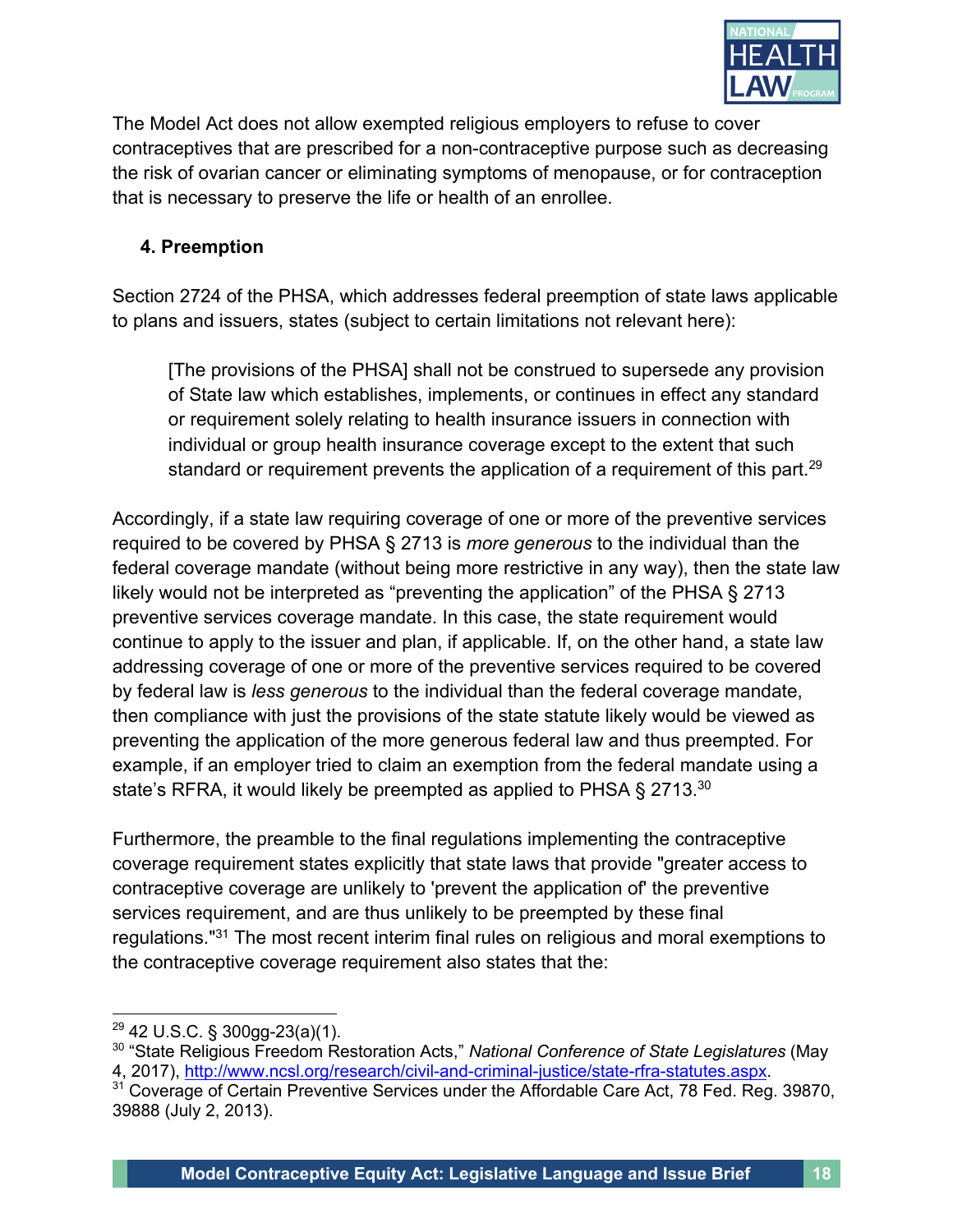The Model Act does not allow exempted religious employers to refuse to cover contraceptives that are prescribed for a non-contraceptive purpose such as decreasing the risk of ovarian cancer or eliminating symptoms of menopause, or for contraception that is necessary to preserve the life or health of an enrollee.

### 4. Preemption

Section 2724 of the PHSA, which addresses federal preemption of state laws applicable to plans and issuers, states (subject to certain limitations not relevant here):

> [The provisions of the PHSA] shall not be construed to supersede any provision of State law which establishes, implements, or continues in effect any standard or requirement solely relating to health insurance issuers in connection with individual or group health insurance coverage except to the extent that such standard or requirement prevents the application of a requirement of this part.[29]

Accordingly, if a state law requiring coverage of one or more of the preventive services required to be covered by PHSA § 2713 is *more generous* to the individual than the federal coverage mandate (without being more restrictive in any way), then the state law likely would not be interpreted as "preventing the application" of the PHSA § 2713 preventive services coverage mandate. In this case, the state requirement would continue to apply to the issuer and plan, if applicable. If, on the other hand, a state law addressing coverage of one or more of the preventive services required to be covered by federal law is *less generous* to the individual than the federal coverage mandate, then compliance with just the provisions of the state statute likely would be viewed as preventing the application of the more generous federal law and thus preempted. For example, if an employer tried to claim an exemption from the federal mandate using a state's RFRA, it would likely be preempted as applied to PHSA § 2713.[30]

Furthermore, the preamble to the final regulations implementing the contraceptive coverage requirement states explicitly that state laws that provide "greater access to contraceptive coverage are unlikely to 'prevent the application of' the preventive services requirement, and are thus unlikely to be preempted by these final regulations."[31] The most recent interim final rules on religious and moral exemptions to the contraceptive coverage requirement also states that the:

---

[29] 42 U.S.C. § 300gg-23(a)(1).

[30] "State Religious Freedom Restoration Acts," *National Conference of State Legislatures* (May 4, 2017), http://www.ncsl.org/research/civil-and-criminal-justice/state-rfra-statutes.aspx.

[31] Coverage of Certain Preventive Services under the Affordable Care Act, 78 Fed. Reg. 39870, 39888 (July 2, 2013).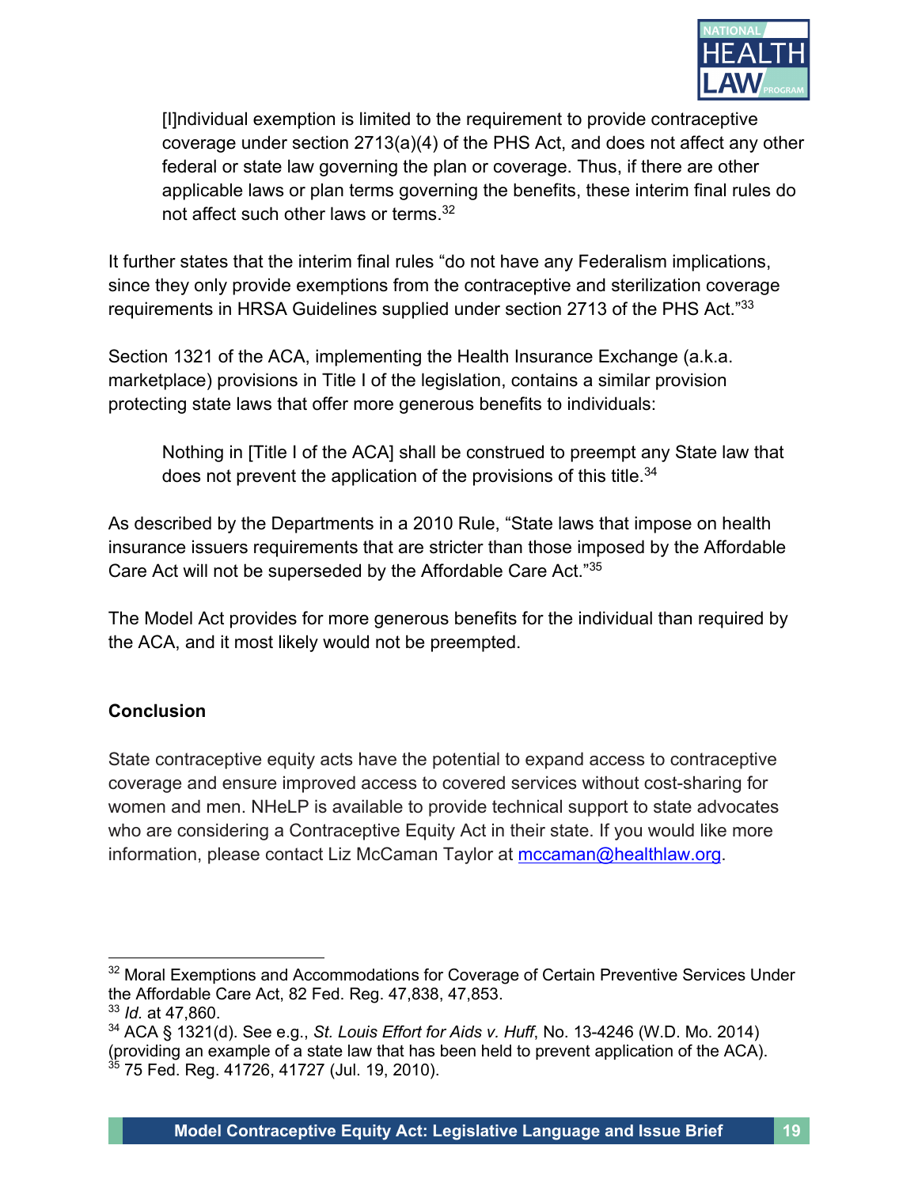> [I]ndividual exemption is limited to the requirement to provide contraceptive coverage under section 2713(a)(4) of the PHS Act, and does not affect any other federal or state law governing the plan or coverage. Thus, if there are other applicable laws or plan terms governing the benefits, these interim final rules do not affect such other laws or terms.[32]

It further states that the interim final rules "do not have any Federalism implications, since they only provide exemptions from the contraceptive and sterilization coverage requirements in HRSA Guidelines supplied under section 2713 of the PHS Act."[33]

Section 1321 of the ACA, implementing the Health Insurance Exchange (a.k.a. marketplace) provisions in Title I of the legislation, contains a similar provision protecting state laws that offer more generous benefits to individuals:

> Nothing in [Title I of the ACA] shall be construed to preempt any State law that does not prevent the application of the provisions of this title.[34]

As described by the Departments in a 2010 Rule, "State laws that impose on health insurance issuers requirements that are stricter than those imposed by the Affordable Care Act will not be superseded by the Affordable Care Act."[35]

The Model Act provides for more generous benefits for the individual than required by the ACA, and it most likely would not be preempted.

## Conclusion

State contraceptive equity acts have the potential to expand access to contraceptive coverage and ensure improved access to covered services without cost-sharing for women and men. NHeLP is available to provide technical support to state advocates who are considering a Contraceptive Equity Act in their state. If you would like more information, please contact Liz McCaman Taylor at mccaman@healthlaw.org.

---

[32] Moral Exemptions and Accommodations for Coverage of Certain Preventive Services Under the Affordable Care Act, 82 Fed. Reg. 47,838, 47,853.

[33] *Id.* at 47,860.

[34] ACA § 1321(d). See e.g., *St. Louis Effort for Aids v. Huff*, No. 13-4246 (W.D. Mo. 2014) (providing an example of a state law that has been held to prevent application of the ACA).

[35] 75 Fed. Reg. 41726, 41727 (Jul. 19, 2010).